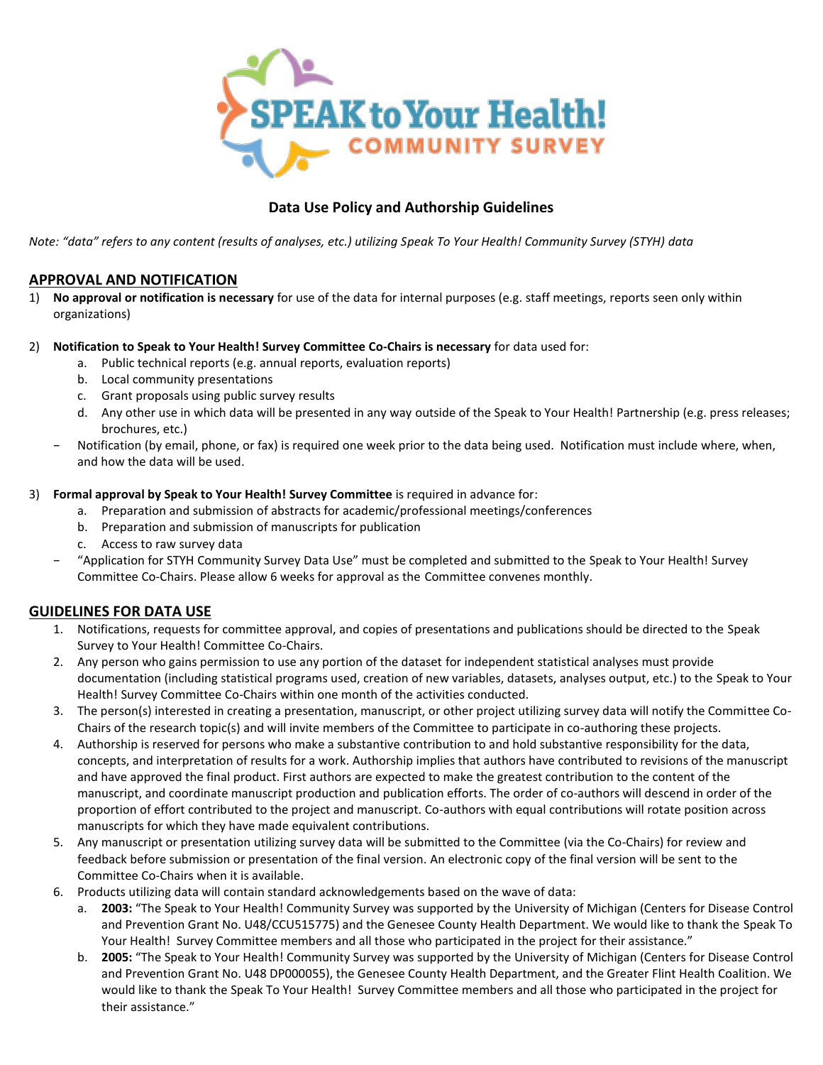# SPEAK to Your Health! COMMUNITY SURVEY

## Data Use Policy and Authorship Guidelines

*Note: "data" refers to any content (results of analyses, etc.) utilizing Speak To Your Health! Community Survey (STYH) data*

## APPROVAL AND NOTIFICATION

1) **No approval or notification is necessary** for use of the data for internal purposes (e.g. staff meetings, reports seen only within organizations)

2) **Notification to Speak to Your Health! Survey Committee Co-Chairs is necessary** for data used for:
   a. Public technical reports (e.g. annual reports, evaluation reports)
   b. Local community presentations
   c. Grant proposals using public survey results
   d. Any other use in which data will be presented in any way outside of the Speak to Your Health! Partnership (e.g. press releases; brochures, etc.)
   - Notification (by email, phone, or fax) is required one week prior to the data being used. Notification must include where, when, and how the data will be used.

3) **Formal approval by Speak to Your Health! Survey Committee** is required in advance for:
   a. Preparation and submission of abstracts for academic/professional meetings/conferences
   b. Preparation and submission of manuscripts for publication
   c. Access to raw survey data
   - "Application for STYH Community Survey Data Use" must be completed and submitted to the Speak to Your Health! Survey Committee Co-Chairs. Please allow 6 weeks for approval as the Committee convenes monthly.

## GUIDELINES FOR DATA USE

1. Notifications, requests for committee approval, and copies of presentations and publications should be directed to the Speak Survey to Your Health! Committee Co-Chairs.
2. Any person who gains permission to use any portion of the dataset for independent statistical analyses must provide documentation (including statistical programs used, creation of new variables, datasets, analyses output, etc.) to the Speak to Your Health! Survey Committee Co-Chairs within one month of the activities conducted.
3. The person(s) interested in creating a presentation, manuscript, or other project utilizing survey data will notify the Committee Co-Chairs of the research topic(s) and will invite members of the Committee to participate in co-authoring these projects.
4. Authorship is reserved for persons who make a substantive contribution to and hold substantive responsibility for the data, concepts, and interpretation of results for a work. Authorship implies that authors have contributed to revisions of the manuscript and have approved the final product. First authors are expected to make the greatest contribution to the content of the manuscript, and coordinate manuscript production and publication efforts. The order of co-authors will descend in order of the proportion of effort contributed to the project and manuscript. Co-authors with equal contributions will rotate position across manuscripts for which they have made equivalent contributions.
5. Any manuscript or presentation utilizing survey data will be submitted to the Committee (via the Co-Chairs) for review and feedback before submission or presentation of the final version. An electronic copy of the final version will be sent to the Committee Co-Chairs when it is available.
6. Products utilizing data will contain standard acknowledgements based on the wave of data:
   a. **2003:** "The Speak to Your Health! Community Survey was supported by the University of Michigan (Centers for Disease Control and Prevention Grant No. U48/CCU515775) and the Genesee County Health Department. We would like to thank the Speak To Your Health! Survey Committee members and all those who participated in the project for their assistance."
   b. **2005:** "The Speak to Your Health! Community Survey was supported by the University of Michigan (Centers for Disease Control and Prevention Grant No. U48 DP000055), the Genesee County Health Department, and the Greater Flint Health Coalition. We would like to thank the Speak To Your Health! Survey Committee members and all those who participated in the project for their assistance."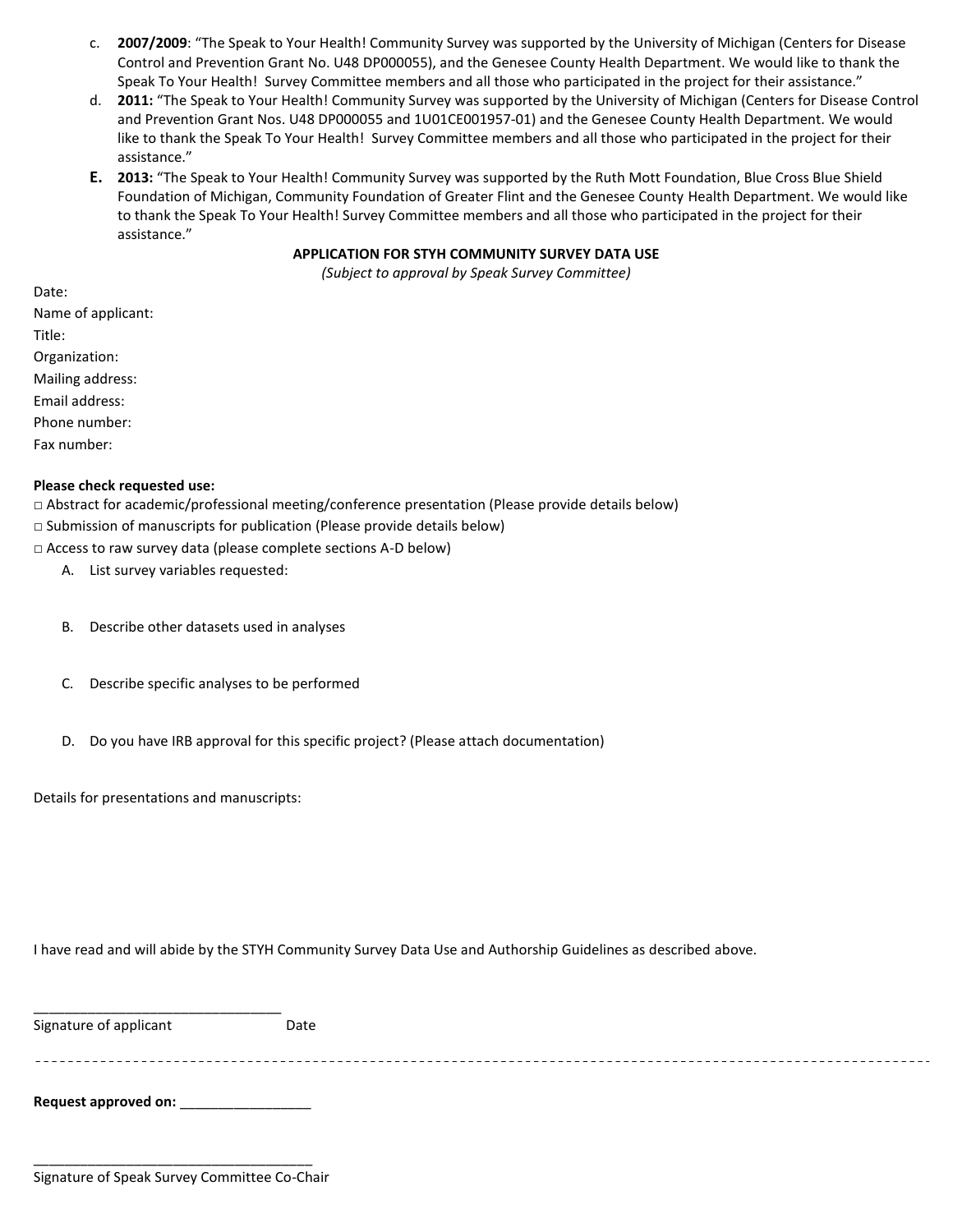c. **2007/2009**: "The Speak to Your Health! Community Survey was supported by the University of Michigan (Centers for Disease Control and Prevention Grant No. U48 DP000055), and the Genesee County Health Department. We would like to thank the Speak To Your Health! Survey Committee members and all those who participated in the project for their assistance."

d. **2011:** "The Speak to Your Health! Community Survey was supported by the University of Michigan (Centers for Disease Control and Prevention Grant Nos. U48 DP000055 and 1U01CE001957-01) and the Genesee County Health Department. We would like to thank the Speak To Your Health! Survey Committee members and all those who participated in the project for their assistance."

**E.** **2013:** "The Speak to Your Health! Community Survey was supported by the Ruth Mott Foundation, Blue Cross Blue Shield Foundation of Michigan, Community Foundation of Greater Flint and the Genesee County Health Department. We would like to thank the Speak To Your Health! Survey Committee members and all those who participated in the project for their assistance."

**APPLICATION FOR STYH COMMUNITY SURVEY DATA USE**

*(Subject to approval by Speak Survey Committee)*

Date:
Name of applicant:
Title:
Organization:
Mailing address:
Email address:
Phone number:
Fax number:

**Please check requested use:**

□ Abstract for academic/professional meeting/conference presentation (Please provide details below)
□ Submission of manuscripts for publication (Please provide details below)
□ Access to raw survey data (please complete sections A-D below)

A. List survey variables requested:

B. Describe other datasets used in analyses

C. Describe specific analyses to be performed

D. Do you have IRB approval for this specific project? (Please attach documentation)

Details for presentations and manuscripts:

I have read and will abide by the STYH Community Survey Data Use and Authorship Guidelines as described above.

________________________________
Signature of applicant Date

---

**Request approved on:** _________________

_____________________________________
Signature of Speak Survey Committee Co-Chair